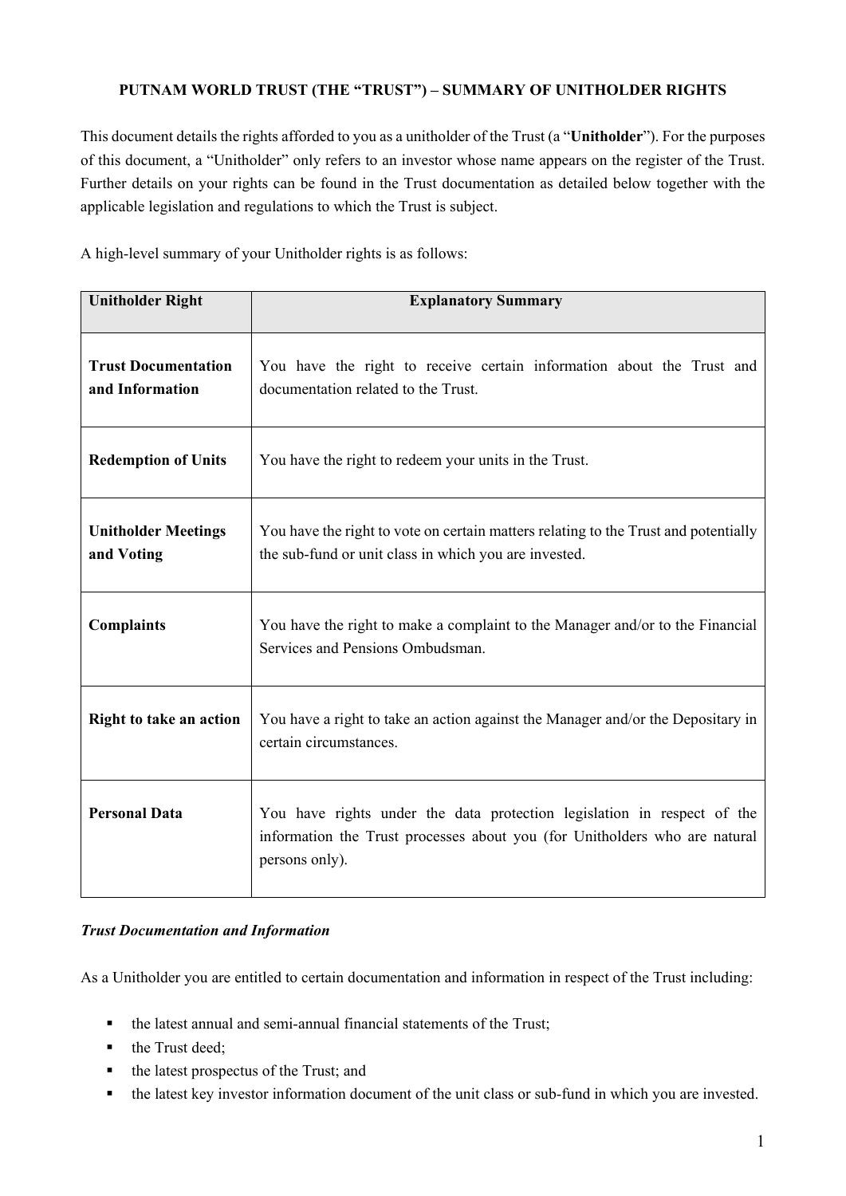# PUTNAM WORLD TRUST (THE "TRUST") – SUMMARY OF UNITHOLDER RIGHTS

This document details the rights afforded to you as a unitholder of the Trust (a "**Unitholder**"). For the purposes of this document, a "Unitholder" only refers to an investor whose name appears on the register of the Trust. Further details on your rights can be found in the Trust documentation as detailed below together with the applicable legislation and regulations to which the Trust is subject.

A high-level summary of your Unitholder rights is as follows:

| Unitholder Right | Explanatory Summary |
| --- | --- |
| **Trust Documentation and Information** | You have the right to receive certain information about the Trust and documentation related to the Trust. |
| **Redemption of Units** | You have the right to redeem your units in the Trust. |
| **Unitholder Meetings and Voting** | You have the right to vote on certain matters relating to the Trust and potentially the sub-fund or unit class in which you are invested. |
| **Complaints** | You have the right to make a complaint to the Manager and/or to the Financial Services and Pensions Ombudsman. |
| **Right to take an action** | You have a right to take an action against the Manager and/or the Depositary in certain circumstances. |
| **Personal Data** | You have rights under the data protection legislation in respect of the information the Trust processes about you (for Unitholders who are natural persons only). |

***Trust Documentation and Information***

As a Unitholder you are entitled to certain documentation and information in respect of the Trust including:

- the latest annual and semi-annual financial statements of the Trust;
- the Trust deed;
- the latest prospectus of the Trust; and
- the latest key investor information document of the unit class or sub-fund in which you are invested.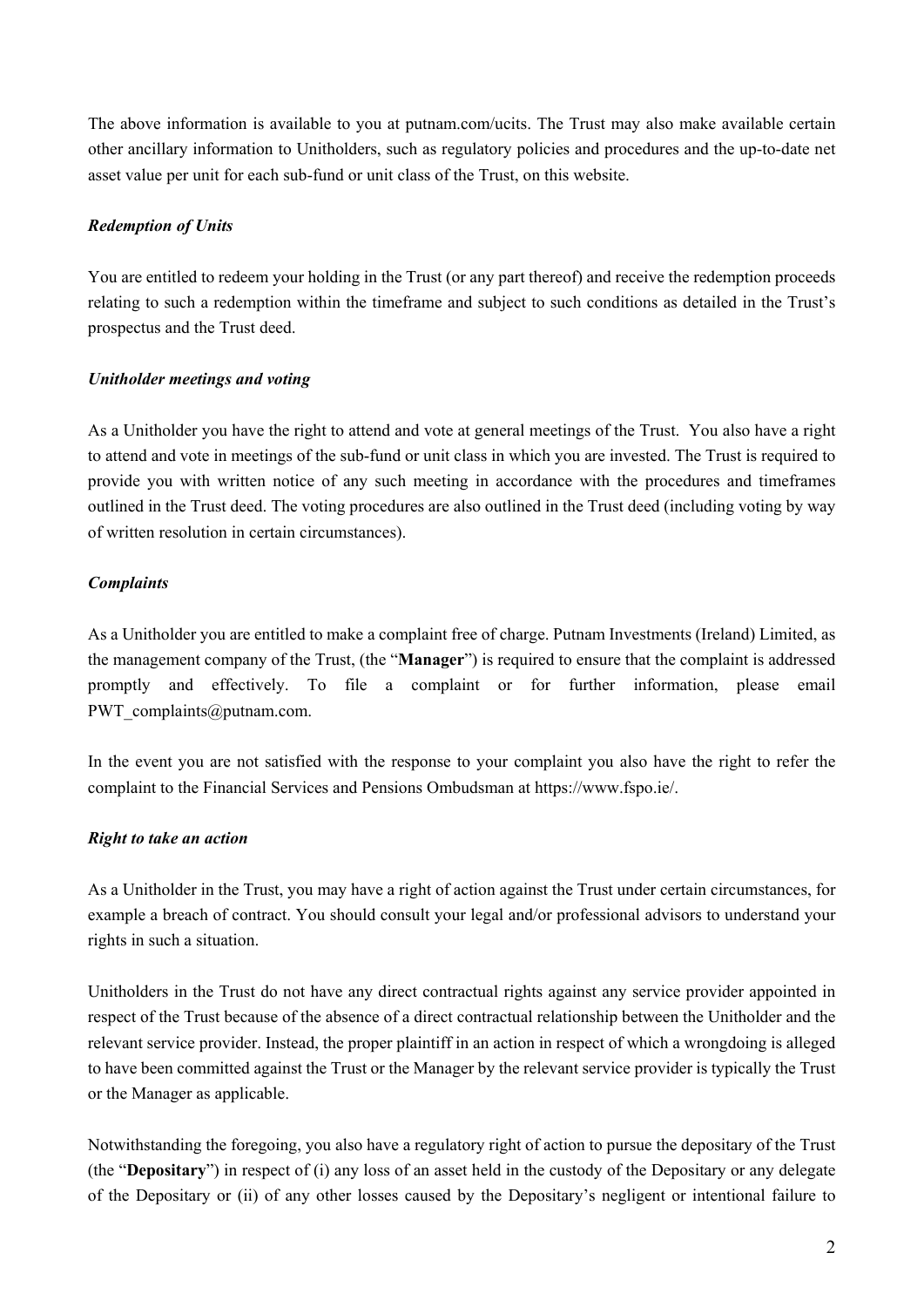The above information is available to you at putnam.com/ucits. The Trust may also make available certain other ancillary information to Unitholders, such as regulatory policies and procedures and the up-to-date net asset value per unit for each sub-fund or unit class of the Trust, on this website.

***Redemption of Units***

You are entitled to redeem your holding in the Trust (or any part thereof) and receive the redemption proceeds relating to such a redemption within the timeframe and subject to such conditions as detailed in the Trust's prospectus and the Trust deed.

***Unitholder meetings and voting***

As a Unitholder you have the right to attend and vote at general meetings of the Trust. You also have a right to attend and vote in meetings of the sub-fund or unit class in which you are invested. The Trust is required to provide you with written notice of any such meeting in accordance with the procedures and timeframes outlined in the Trust deed. The voting procedures are also outlined in the Trust deed (including voting by way of written resolution in certain circumstances).

***Complaints***

As a Unitholder you are entitled to make a complaint free of charge. Putnam Investments (Ireland) Limited, as the management company of the Trust, (the "**Manager**") is required to ensure that the complaint is addressed promptly and effectively. To file a complaint or for further information, please email PWT_complaints@putnam.com.

In the event you are not satisfied with the response to your complaint you also have the right to refer the complaint to the Financial Services and Pensions Ombudsman at https://www.fspo.ie/.

***Right to take an action***

As a Unitholder in the Trust, you may have a right of action against the Trust under certain circumstances, for example a breach of contract. You should consult your legal and/or professional advisors to understand your rights in such a situation.

Unitholders in the Trust do not have any direct contractual rights against any service provider appointed in respect of the Trust because of the absence of a direct contractual relationship between the Unitholder and the relevant service provider. Instead, the proper plaintiff in an action in respect of which a wrongdoing is alleged to have been committed against the Trust or the Manager by the relevant service provider is typically the Trust or the Manager as applicable.

Notwithstanding the foregoing, you also have a regulatory right of action to pursue the depositary of the Trust (the "**Depositary**") in respect of (i) any loss of an asset held in the custody of the Depositary or any delegate of the Depositary or (ii) of any other losses caused by the Depositary's negligent or intentional failure to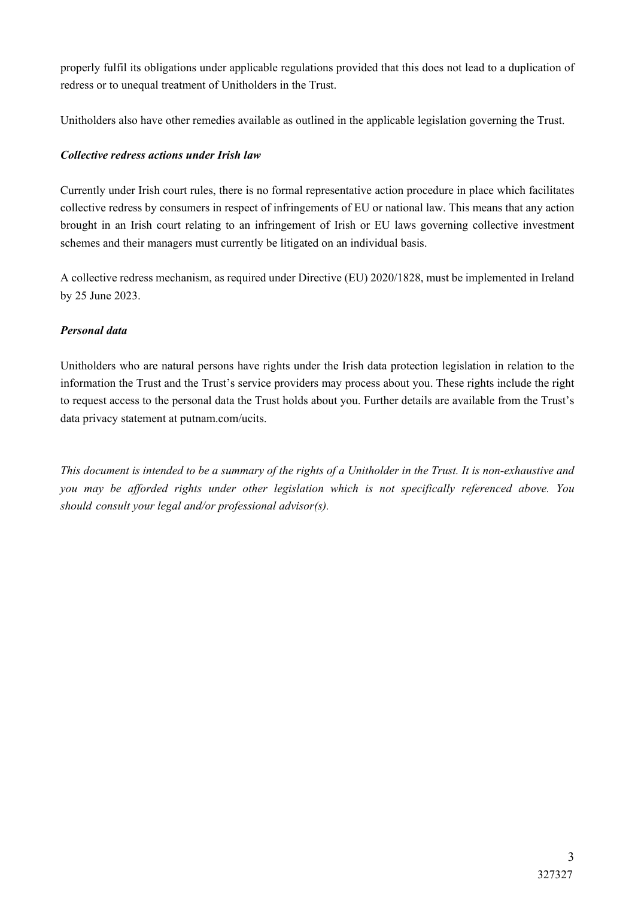properly fulfil its obligations under applicable regulations provided that this does not lead to a duplication of redress or to unequal treatment of Unitholders in the Trust.

Unitholders also have other remedies available as outlined in the applicable legislation governing the Trust.

***Collective redress actions under Irish law***

Currently under Irish court rules, there is no formal representative action procedure in place which facilitates collective redress by consumers in respect of infringements of EU or national law. This means that any action brought in an Irish court relating to an infringement of Irish or EU laws governing collective investment schemes and their managers must currently be litigated on an individual basis.

A collective redress mechanism, as required under Directive (EU) 2020/1828, must be implemented in Ireland by 25 June 2023.

***Personal data***

Unitholders who are natural persons have rights under the Irish data protection legislation in relation to the information the Trust and the Trust's service providers may process about you. These rights include the right to request access to the personal data the Trust holds about you. Further details are available from the Trust's data privacy statement at putnam.com/ucits.

*This document is intended to be a summary of the rights of a Unitholder in the Trust. It is non-exhaustive and you may be afforded rights under other legislation which is not specifically referenced above. You should consult your legal and/or professional advisor(s).*

327327